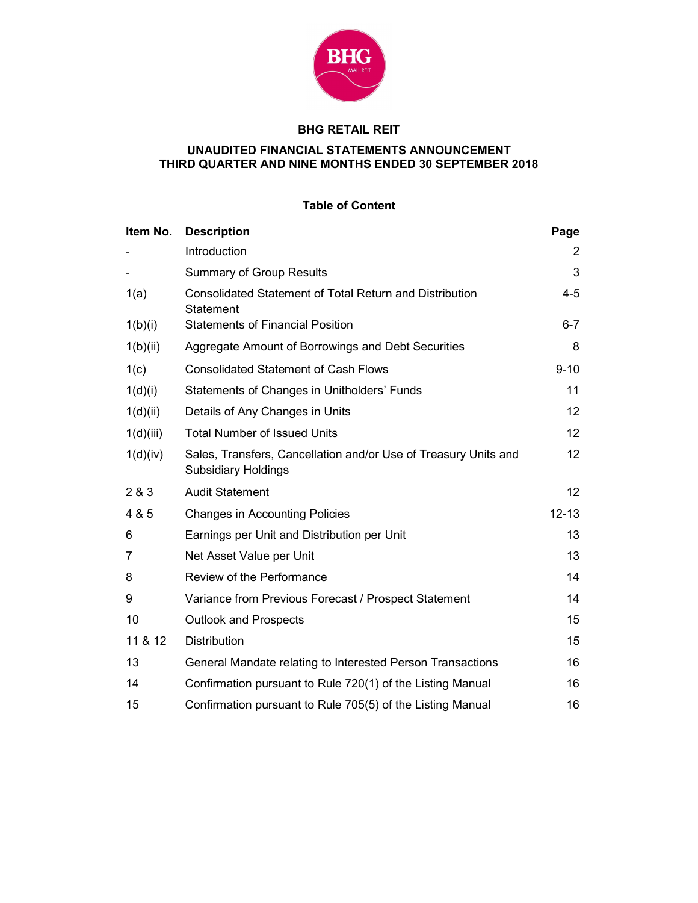# BHG RETAIL REIT

## UNAUDITED FINANCIAL STATEMENTS ANNOUNCEMENT
## THIRD QUARTER AND NINE MONTHS ENDED 30 SEPTEMBER 2018

### Table of Content

| Item No. | Description | Page |
|---|---|---|
| - | Introduction | 2 |
| - | Summary of Group Results | 3 |
| 1(a) | Consolidated Statement of Total Return and Distribution Statement | 4-5 |
| 1(b)(i) | Statements of Financial Position | 6-7 |
| 1(b)(ii) | Aggregate Amount of Borrowings and Debt Securities | 8 |
| 1(c) | Consolidated Statement of Cash Flows | 9-10 |
| 1(d)(i) | Statements of Changes in Unitholders' Funds | 11 |
| 1(d)(ii) | Details of Any Changes in Units | 12 |
| 1(d)(iii) | Total Number of Issued Units | 12 |
| 1(d)(iv) | Sales, Transfers, Cancellation and/or Use of Treasury Units and Subsidiary Holdings | 12 |
| 2 & 3 | Audit Statement | 12 |
| 4 & 5 | Changes in Accounting Policies | 12-13 |
| 6 | Earnings per Unit and Distribution per Unit | 13 |
| 7 | Net Asset Value per Unit | 13 |
| 8 | Review of the Performance | 14 |
| 9 | Variance from Previous Forecast / Prospect Statement | 14 |
| 10 | Outlook and Prospects | 15 |
| 11 & 12 | Distribution | 15 |
| 13 | General Mandate relating to Interested Person Transactions | 16 |
| 14 | Confirmation pursuant to Rule 720(1) of the Listing Manual | 16 |
| 15 | Confirmation pursuant to Rule 705(5) of the Listing Manual | 16 |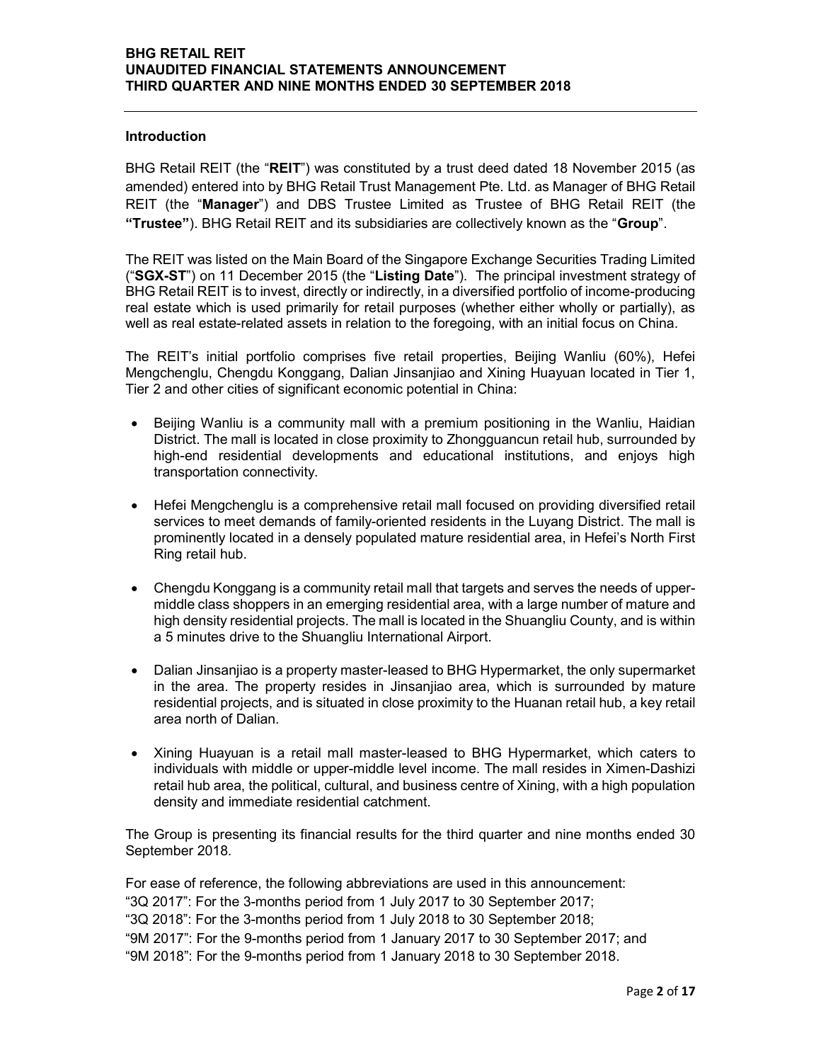## Introduction

BHG Retail REIT (the "**REIT**") was constituted by a trust deed dated 18 November 2015 (as amended) entered into by BHG Retail Trust Management Pte. Ltd. as Manager of BHG Retail REIT (the "**Manager**") and DBS Trustee Limited as Trustee of BHG Retail REIT (the **"Trustee"**). BHG Retail REIT and its subsidiaries are collectively known as the "**Group**".

The REIT was listed on the Main Board of the Singapore Exchange Securities Trading Limited ("**SGX-ST**") on 11 December 2015 (the "**Listing Date**"). The principal investment strategy of BHG Retail REIT is to invest, directly or indirectly, in a diversified portfolio of income-producing real estate which is used primarily for retail purposes (whether either wholly or partially), as well as real estate-related assets in relation to the foregoing, with an initial focus on China.

The REIT's initial portfolio comprises five retail properties, Beijing Wanliu (60%), Hefei Mengchenglu, Chengdu Konggang, Dalian Jinsanjiao and Xining Huayuan located in Tier 1, Tier 2 and other cities of significant economic potential in China:

- Beijing Wanliu is a community mall with a premium positioning in the Wanliu, Haidian District. The mall is located in close proximity to Zhongguancun retail hub, surrounded by high-end residential developments and educational institutions, and enjoys high transportation connectivity.
- Hefei Mengchenglu is a comprehensive retail mall focused on providing diversified retail services to meet demands of family-oriented residents in the Luyang District. The mall is prominently located in a densely populated mature residential area, in Hefei's North First Ring retail hub.
- Chengdu Konggang is a community retail mall that targets and serves the needs of upper-middle class shoppers in an emerging residential area, with a large number of mature and high density residential projects. The mall is located in the Shuangliu County, and is within a 5 minutes drive to the Shuangliu International Airport.
- Dalian Jinsanjiao is a property master-leased to BHG Hypermarket, the only supermarket in the area. The property resides in Jinsanjiao area, which is surrounded by mature residential projects, and is situated in close proximity to the Huanan retail hub, a key retail area north of Dalian.
- Xining Huayuan is a retail mall master-leased to BHG Hypermarket, which caters to individuals with middle or upper-middle level income. The mall resides in Ximen-Dashizi retail hub area, the political, cultural, and business centre of Xining, with a high population density and immediate residential catchment.

The Group is presenting its financial results for the third quarter and nine months ended 30 September 2018.

For ease of reference, the following abbreviations are used in this announcement:
"3Q 2017": For the 3-months period from 1 July 2017 to 30 September 2017;
"3Q 2018": For the 3-months period from 1 July 2018 to 30 September 2018;
"9M 2017": For the 9-months period from 1 January 2017 to 30 September 2017; and
"9M 2018": For the 9-months period from 1 January 2018 to 30 September 2018.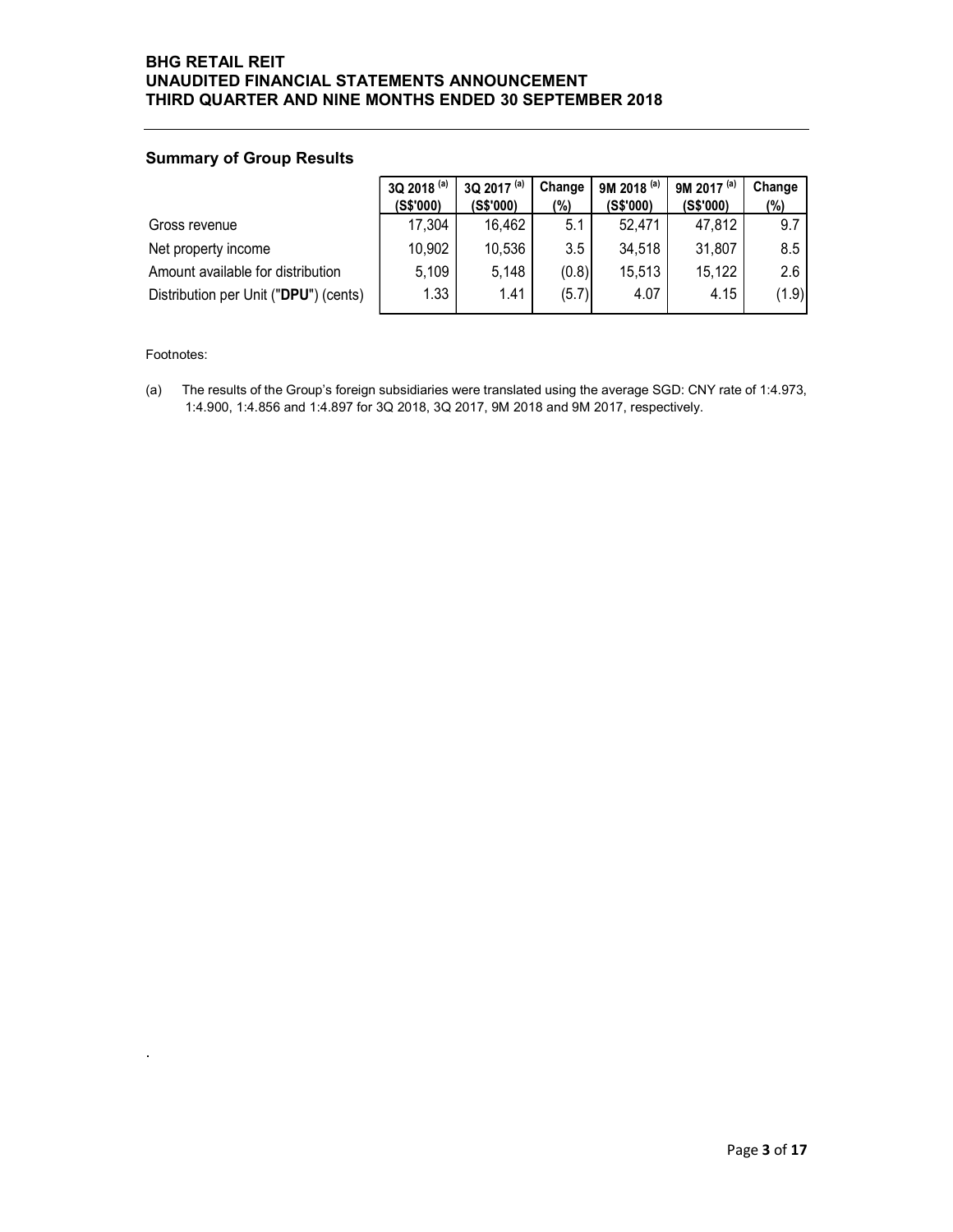## Summary of Group Results

| | 3Q 2018 [(a)] (S$'000) | 3Q 2017 [(a)] (S$'000) | Change (%) | 9M 2018 [(a)] (S$'000) | 9M 2017 [(a)] (S$'000) | Change (%) |
|---|---|---|---|---|---|---|
| Gross revenue | 17,304 | 16,462 | 5.1 | 52,471 | 47,812 | 9.7 |
| Net property income | 10,902 | 10,536 | 3.5 | 34,518 | 31,807 | 8.5 |
| Amount available for distribution | 5,109 | 5,148 | (0.8) | 15,513 | 15,122 | 2.6 |
| Distribution per Unit ("**DPU**") (cents) | 1.33 | 1.41 | (5.7) | 4.07 | 4.15 | (1.9) |

Footnotes:

(a) The results of the Group's foreign subsidiaries were translated using the average SGD: CNY rate of 1:4.973, 1:4.900, 1:4.856 and 1:4.897 for 3Q 2018, 3Q 2017, 9M 2018 and 9M 2017, respectively.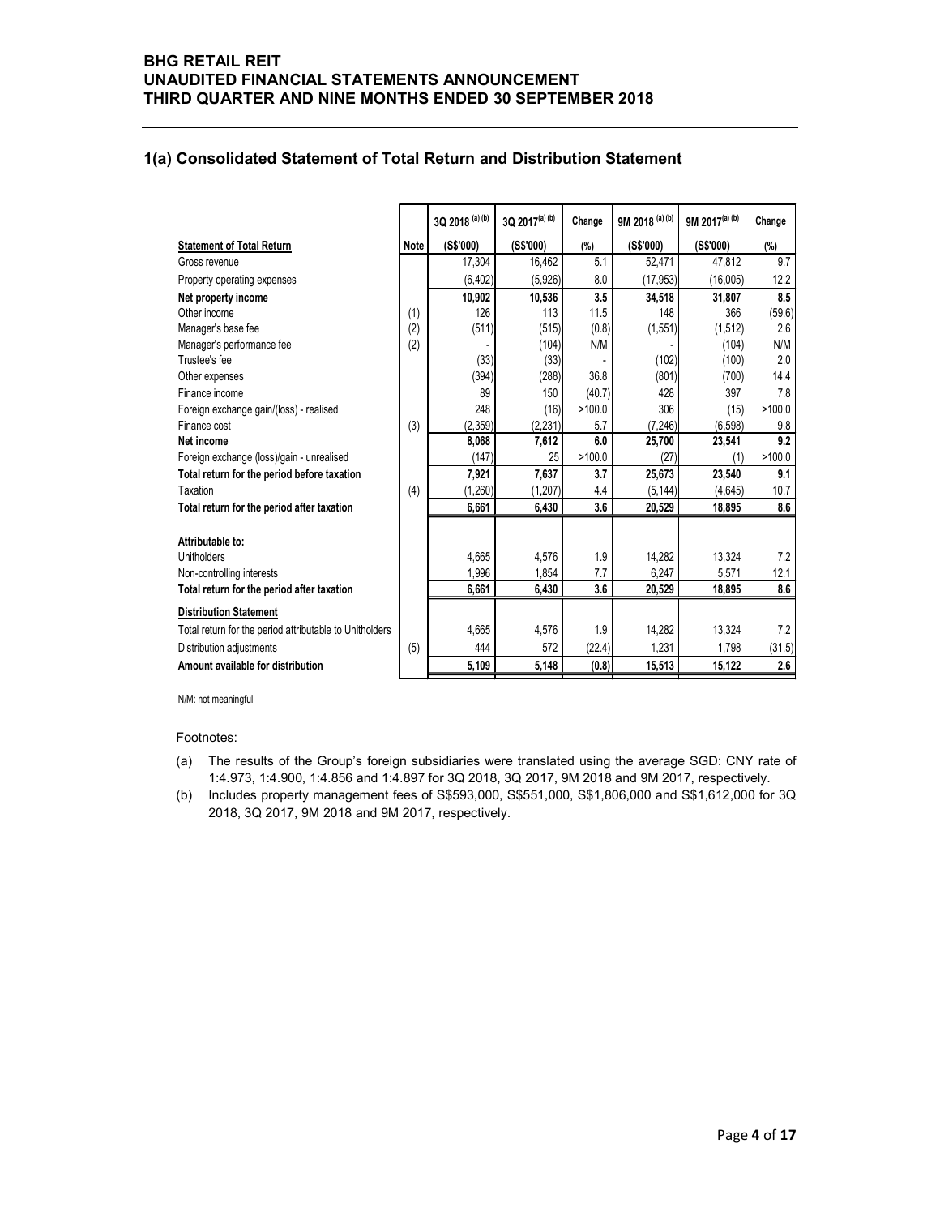## 1(a) Consolidated Statement of Total Return and Distribution Statement

| Statement of Total Return | Note | 3Q 2018 [(a) (b)] (S$'000) | 3Q 2017[(a) (b)] (S$'000) | Change (%) | 9M 2018 [(a) (b)] (S$'000) | 9M 2017[(a) (b)] (S$'000) | Change (%) |
|---|---|---|---|---|---|---|---|
| Gross revenue | | 17,304 | 16,462 | 5.1 | 52,471 | 47,812 | 9.7 |
| Property operating expenses | | (6,402) | (5,926) | 8.0 | (17,953) | (16,005) | 12.2 |
| **Net property income** | | **10,902** | **10,536** | **3.5** | **34,518** | **31,807** | **8.5** |
| Other income | (1) | 126 | 113 | 11.5 | 148 | 366 | (59.6) |
| Manager's base fee | (2) | (511) | (515) | (0.8) | (1,551) | (1,512) | 2.6 |
| Manager's performance fee | (2) | - | (104) | N/M | - | (104) | N/M |
| Trustee's fee | | (33) | (33) | - | (102) | (100) | 2.0 |
| Other expenses | | (394) | (288) | 36.8 | (801) | (700) | 14.4 |
| Finance income | | 89 | 150 | (40.7) | 428 | 397 | 7.8 |
| Foreign exchange gain/(loss) - realised | | 248 | (16) | >100.0 | 306 | (15) | >100.0 |
| Finance cost | (3) | (2,359) | (2,231) | 5.7 | (7,246) | (6,598) | 9.8 |
| **Net income** | | **8,068** | **7,612** | **6.0** | **25,700** | **23,541** | **9.2** |
| Foreign exchange (loss)/gain - unrealised | | (147) | 25 | >100.0 | (27) | (1) | >100.0 |
| **Total return for the period before taxation** | | **7,921** | **7,637** | **3.7** | **25,673** | **23,540** | **9.1** |
| Taxation | (4) | (1,260) | (1,207) | 4.4 | (5,144) | (4,645) | 10.7 |
| **Total return for the period after taxation** | | **6,661** | **6,430** | **3.6** | **20,529** | **18,895** | **8.6** |
| | | | | | | | |
| **Attributable to:** | | | | | | | |
| Unitholders | | 4,665 | 4,576 | 1.9 | 14,282 | 13,324 | 7.2 |
| Non-controlling interests | | 1,996 | 1,854 | 7.7 | 6,247 | 5,571 | 12.1 |
| **Total return for the period after taxation** | | **6,661** | **6,430** | **3.6** | **20,529** | **18,895** | **8.6** |
| **Distribution Statement** | | | | | | | |
| Total return for the period attributable to Unitholders | | 4,665 | 4,576 | 1.9 | 14,282 | 13,324 | 7.2 |
| Distribution adjustments | (5) | 444 | 572 | (22.4) | 1,231 | 1,798 | (31.5) |
| **Amount available for distribution** | | **5,109** | **5,148** | **(0.8)** | **15,513** | **15,122** | **2.6** |

N/M: not meaningful

Footnotes:

(a) The results of the Group's foreign subsidiaries were translated using the average SGD: CNY rate of 1:4.973, 1:4.900, 1:4.856 and 1:4.897 for 3Q 2018, 3Q 2017, 9M 2018 and 9M 2017, respectively.

(b) Includes property management fees of S$593,000, S$551,000, S$1,806,000 and S$1,612,000 for 3Q 2018, 3Q 2017, 9M 2018 and 9M 2017, respectively.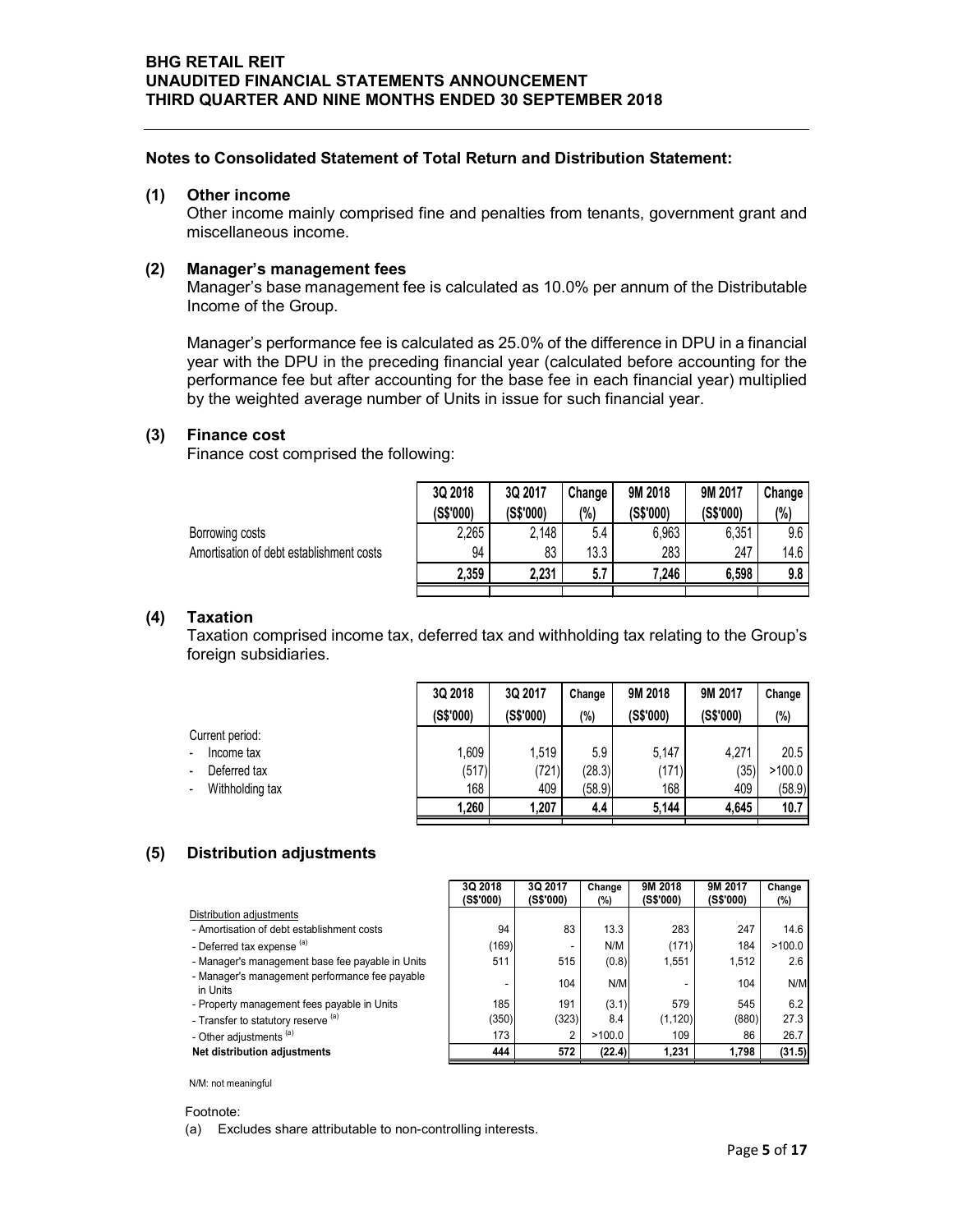## Notes to Consolidated Statement of Total Return and Distribution Statement:

### (1) Other income

Other income mainly comprised fine and penalties from tenants, government grant and miscellaneous income.

### (2) Manager's management fees

Manager's base management fee is calculated as 10.0% per annum of the Distributable Income of the Group.

Manager's performance fee is calculated as 25.0% of the difference in DPU in a financial year with the DPU in the preceding financial year (calculated before accounting for the performance fee but after accounting for the base fee in each financial year) multiplied by the weighted average number of Units in issue for such financial year.

### (3) Finance cost

Finance cost comprised the following:

| | 3Q 2018 (S$'000) | 3Q 2017 (S$'000) | Change (%) | 9M 2018 (S$'000) | 9M 2017 (S$'000) | Change (%) |
|---|---|---|---|---|---|---|
| Borrowing costs | 2,265 | 2,148 | 5.4 | 6,963 | 6,351 | 9.6 |
| Amortisation of debt establishment costs | 94 | 83 | 13.3 | 283 | 247 | 14.6 |
| | **2,359** | **2,231** | **5.7** | **7,246** | **6,598** | **9.8** |

### (4) Taxation

Taxation comprised income tax, deferred tax and withholding tax relating to the Group's foreign subsidiaries.

| | 3Q 2018 (S$'000) | 3Q 2017 (S$'000) | Change (%) | 9M 2018 (S$'000) | 9M 2017 (S$'000) | Change (%) |
|---|---|---|---|---|---|---|
| Current period: | | | | | | |
| - Income tax | 1,609 | 1,519 | 5.9 | 5,147 | 4,271 | 20.5 |
| - Deferred tax | (517) | (721) | (28.3) | (171) | (35) | >100.0 |
| - Withholding tax | 168 | 409 | (58.9) | 168 | 409 | (58.9) |
| | **1,260** | **1,207** | **4.4** | **5,144** | **4,645** | **10.7** |

### (5) Distribution adjustments

| | 3Q 2018 (S$'000) | 3Q 2017 (S$'000) | Change (%) | 9M 2018 (S$'000) | 9M 2017 (S$'000) | Change (%) |
|---|---|---|---|---|---|---|
| Distribution adjustments | | | | | | |
| - Amortisation of debt establishment costs | 94 | 83 | 13.3 | 283 | 247 | 14.6 |
| - Deferred tax expense [(a)] | (169) | - | N/M | (171) | 184 | >100.0 |
| - Manager's management base fee payable in Units | 511 | 515 | (0.8) | 1,551 | 1,512 | 2.6 |
| - Manager's management performance fee payable in Units | - | 104 | N/M | - | 104 | N/M |
| - Property management fees payable in Units | 185 | 191 | (3.1) | 579 | 545 | 6.2 |
| - Transfer to statutory reserve [(a)] | (350) | (323) | 8.4 | (1,120) | (880) | 27.3 |
| - Other adjustments [(a)] | 173 | 2 | >100.0 | 109 | 86 | 26.7 |
| **Net distribution adjustments** | **444** | **572** | **(22.4)** | **1,231** | **1,798** | **(31.5)** |

N/M: not meaningful

Footnote:

(a) Excludes share attributable to non-controlling interests.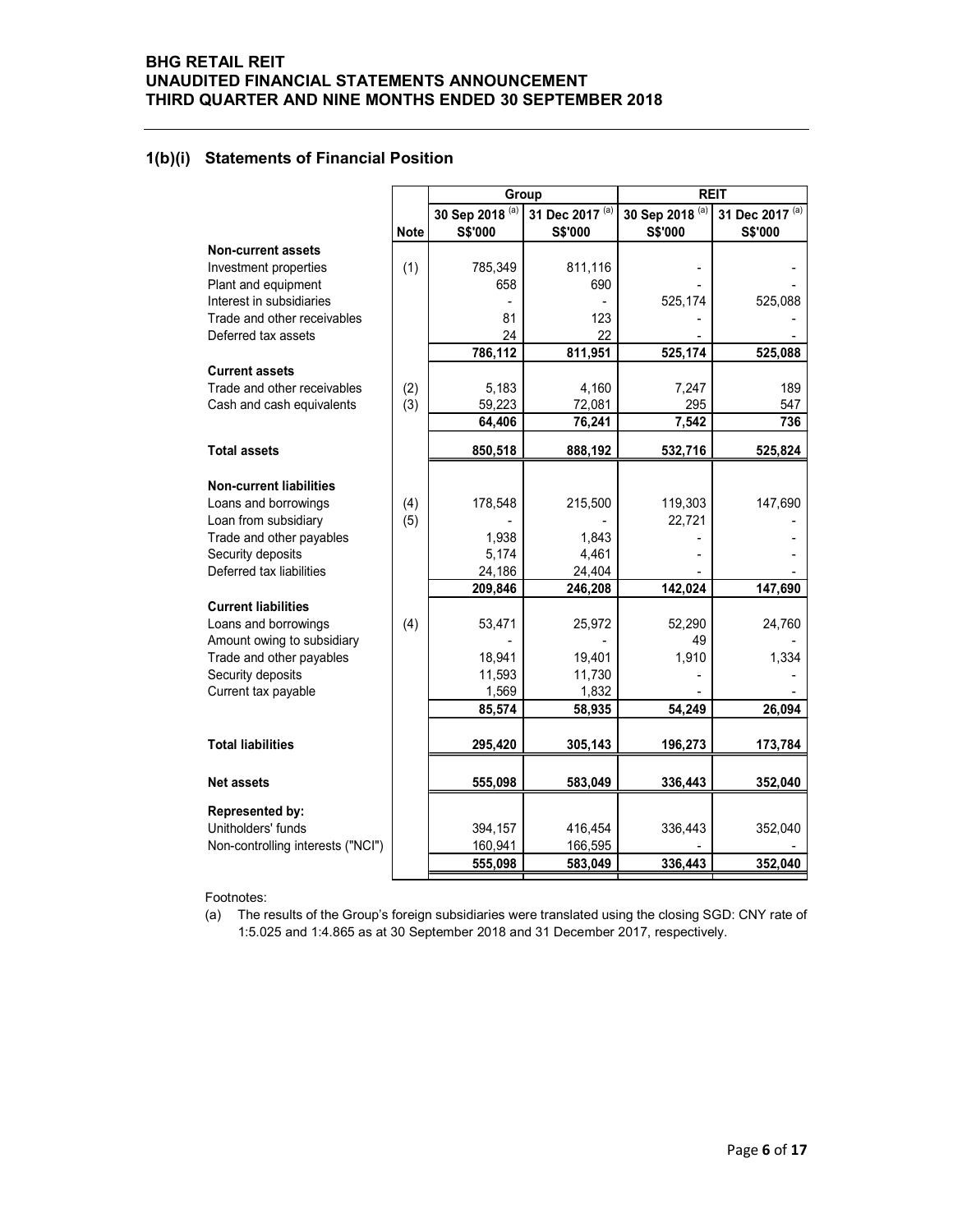# BHG RETAIL REIT
## UNAUDITED FINANCIAL STATEMENTS ANNOUNCEMENT
## THIRD QUARTER AND NINE MONTHS ENDED 30 SEPTEMBER 2018

## 1(b)(i) Statements of Financial Position

| | | Group | | REIT | |
|---|---|---|---|---|---|
| | Note | 30 Sep 2018 [(a)] S$'000 | 31 Dec 2017 [(a)] S$'000 | 30 Sep 2018 [(a)] S$'000 | 31 Dec 2017 [(a)] S$'000 |
| **Non-current assets** | | | | | |
| Investment properties | (1) | 785,349 | 811,116 | - | - |
| Plant and equipment | | 658 | 690 | - | - |
| Interest in subsidiaries | | - | - | 525,174 | 525,088 |
| Trade and other receivables | | 81 | 123 | - | - |
| Deferred tax assets | | 24 | 22 | - | - |
| | | **786,112** | **811,951** | **525,174** | **525,088** |
| **Current assets** | | | | | |
| Trade and other receivables | (2) | 5,183 | 4,160 | 7,247 | 189 |
| Cash and cash equivalents | (3) | 59,223 | 72,081 | 295 | 547 |
| | | **64,406** | **76,241** | **7,542** | **736** |
| **Total assets** | | **850,518** | **888,192** | **532,716** | **525,824** |
| **Non-current liabilities** | | | | | |
| Loans and borrowings | (4) | 178,548 | 215,500 | 119,303 | 147,690 |
| Loan from subsidiary | (5) | - | - | 22,721 | - |
| Trade and other payables | | 1,938 | 1,843 | - | - |
| Security deposits | | 5,174 | 4,461 | - | - |
| Deferred tax liabilities | | 24,186 | 24,404 | - | - |
| | | **209,846** | **246,208** | **142,024** | **147,690** |
| **Current liabilities** | | | | | |
| Loans and borrowings | (4) | 53,471 | 25,972 | 52,290 | 24,760 |
| Amount owing to subsidiary | | - | - | 49 | - |
| Trade and other payables | | 18,941 | 19,401 | 1,910 | 1,334 |
| Security deposits | | 11,593 | 11,730 | - | - |
| Current tax payable | | 1,569 | 1,832 | - | - |
| | | **85,574** | **58,935** | **54,249** | **26,094** |
| **Total liabilities** | | **295,420** | **305,143** | **196,273** | **173,784** |
| **Net assets** | | **555,098** | **583,049** | **336,443** | **352,040** |
| **Represented by:** | | | | | |
| Unitholders' funds | | 394,157 | 416,454 | 336,443 | 352,040 |
| Non-controlling interests ("NCI") | | 160,941 | 166,595 | - | - |
| | | **555,098** | **583,049** | **336,443** | **352,040** |

Footnotes:

(a) The results of the Group's foreign subsidiaries were translated using the closing SGD: CNY rate of 1:5.025 and 1:4.865 as at 30 September 2018 and 31 December 2017, respectively.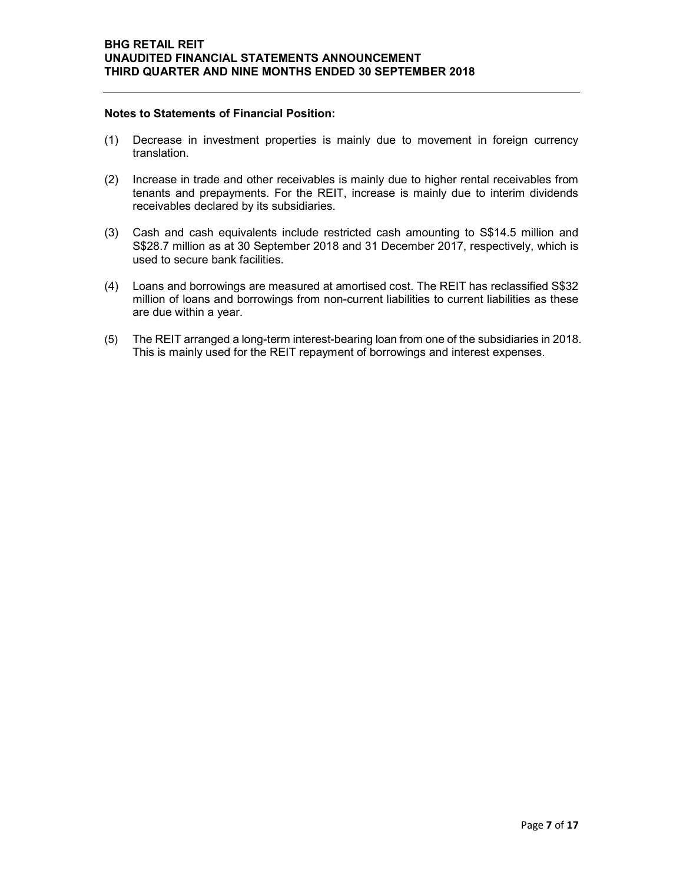**Notes to Statements of Financial Position:**

(1) Decrease in investment properties is mainly due to movement in foreign currency translation.

(2) Increase in trade and other receivables is mainly due to higher rental receivables from tenants and prepayments. For the REIT, increase is mainly due to interim dividends receivables declared by its subsidiaries.

(3) Cash and cash equivalents include restricted cash amounting to S$14.5 million and S$28.7 million as at 30 September 2018 and 31 December 2017, respectively, which is used to secure bank facilities.

(4) Loans and borrowings are measured at amortised cost. The REIT has reclassified S$32 million of loans and borrowings from non-current liabilities to current liabilities as these are due within a year.

(5) The REIT arranged a long-term interest-bearing loan from one of the subsidiaries in 2018. This is mainly used for the REIT repayment of borrowings and interest expenses.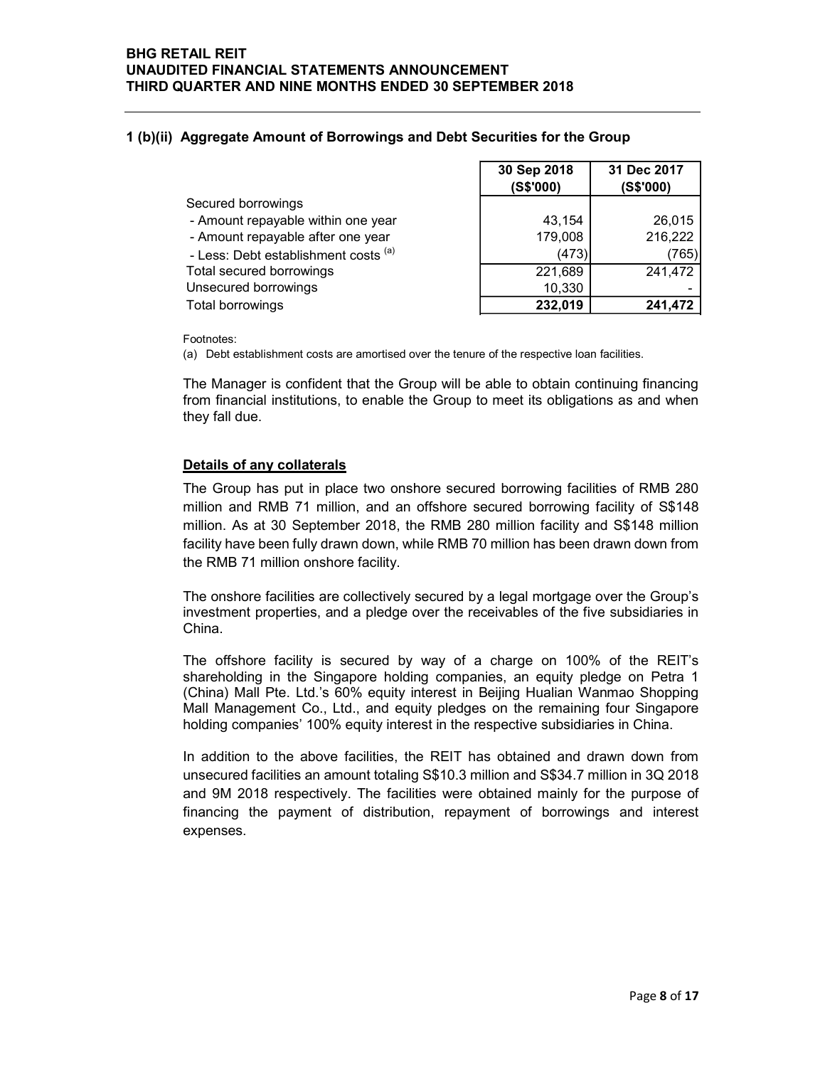## 1 (b)(ii) Aggregate Amount of Borrowings and Debt Securities for the Group

| | 30 Sep 2018 (S$'000) | 31 Dec 2017 (S$'000) |
|---|---|---|
| Secured borrowings | | |
| - Amount repayable within one year | 43,154 | 26,015 |
| - Amount repayable after one year | 179,008 | 216,222 |
| - Less: Debt establishment costs [(a)] | (473) | (765) |
| Total secured borrowings | 221,689 | 241,472 |
| Unsecured borrowings | 10,330 | - |
| Total borrowings | **232,019** | **241,472** |

Footnotes:

(a) Debt establishment costs are amortised over the tenure of the respective loan facilities.

The Manager is confident that the Group will be able to obtain continuing financing from financial institutions, to enable the Group to meet its obligations as and when they fall due.

**Details of any collaterals**

The Group has put in place two onshore secured borrowing facilities of RMB 280 million and RMB 71 million, and an offshore secured borrowing facility of S$148 million. As at 30 September 2018, the RMB 280 million facility and S$148 million facility have been fully drawn down, while RMB 70 million has been drawn down from the RMB 71 million onshore facility.

The onshore facilities are collectively secured by a legal mortgage over the Group's investment properties, and a pledge over the receivables of the five subsidiaries in China.

The offshore facility is secured by way of a charge on 100% of the REIT's shareholding in the Singapore holding companies, an equity pledge on Petra 1 (China) Mall Pte. Ltd.'s 60% equity interest in Beijing Hualian Wanmao Shopping Mall Management Co., Ltd., and equity pledges on the remaining four Singapore holding companies' 100% equity interest in the respective subsidiaries in China.

In addition to the above facilities, the REIT has obtained and drawn down from unsecured facilities an amount totaling S$10.3 million and S$34.7 million in 3Q 2018 and 9M 2018 respectively. The facilities were obtained mainly for the purpose of financing the payment of distribution, repayment of borrowings and interest expenses.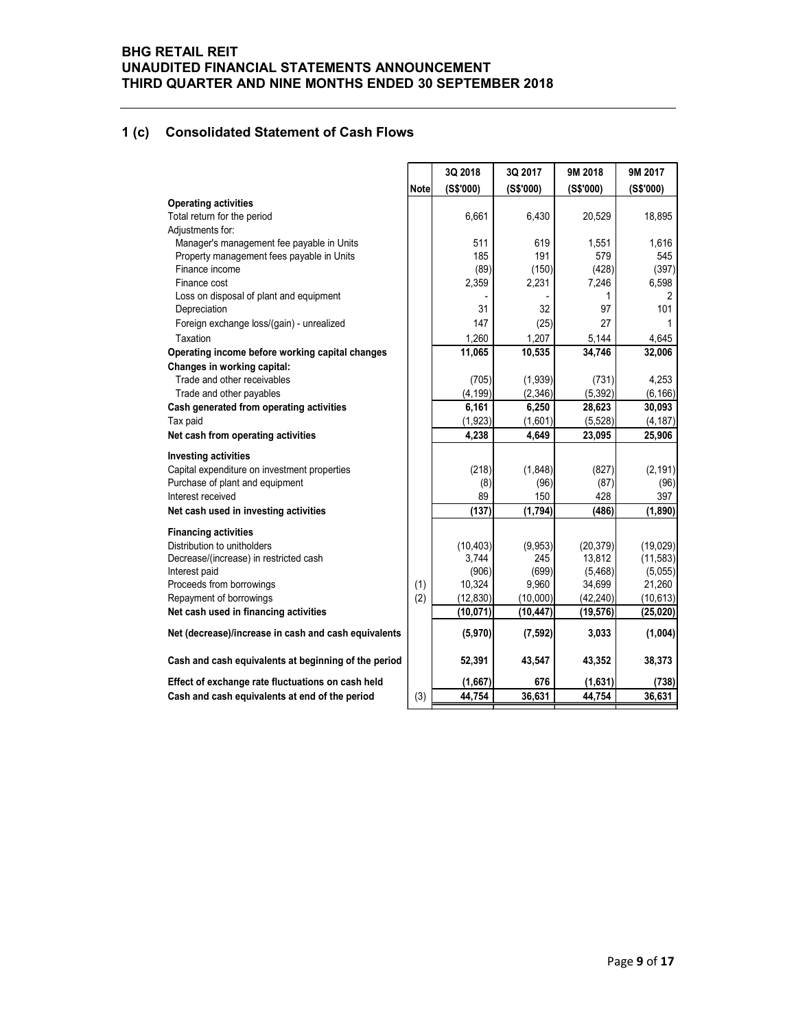**BHG RETAIL REIT**
**UNAUDITED FINANCIAL STATEMENTS ANNOUNCEMENT**
**THIRD QUARTER AND NINE MONTHS ENDED 30 SEPTEMBER 2018**

## 1 (c) Consolidated Statement of Cash Flows

| | Note | 3Q 2018 (S$'000) | 3Q 2017 (S$'000) | 9M 2018 (S$'000) | 9M 2017 (S$'000) |
|---|---|---|---|---|---|
| **Operating activities** | | | | | |
| Total return for the period | | 6,661 | 6,430 | 20,529 | 18,895 |
| Adjustments for: | | | | | |
| Manager's management fee payable in Units | | 511 | 619 | 1,551 | 1,616 |
| Property management fees payable in Units | | 185 | 191 | 579 | 545 |
| Finance income | | (89) | (150) | (428) | (397) |
| Finance cost | | 2,359 | 2,231 | 7,246 | 6,598 |
| Loss on disposal of plant and equipment | | - | - | 1 | 2 |
| Depreciation | | 31 | 32 | 97 | 101 |
| Foreign exchange loss/(gain) - unrealized | | 147 | (25) | 27 | 1 |
| Taxation | | 1,260 | 1,207 | 5,144 | 4,645 |
| **Operating income before working capital changes** | | **11,065** | **10,535** | **34,746** | **32,006** |
| **Changes in working capital:** | | | | | |
| Trade and other receivables | | (705) | (1,939) | (731) | 4,253 |
| Trade and other payables | | (4,199) | (2,346) | (5,392) | (6,166) |
| **Cash generated from operating activities** | | **6,161** | **6,250** | **28,623** | **30,093** |
| Tax paid | | (1,923) | (1,601) | (5,528) | (4,187) |
| **Net cash from operating activities** | | **4,238** | **4,649** | **23,095** | **25,906** |
| **Investing activities** | | | | | |
| Capital expenditure on investment properties | | (218) | (1,848) | (827) | (2,191) |
| Purchase of plant and equipment | | (8) | (96) | (87) | (96) |
| Interest received | | 89 | 150 | 428 | 397 |
| **Net cash used in investing activities** | | **(137)** | **(1,794)** | **(486)** | **(1,890)** |
| **Financing activities** | | | | | |
| Distribution to unitholders | | (10,403) | (9,953) | (20,379) | (19,029) |
| Decrease/(increase) in restricted cash | | 3,744 | 245 | 13,812 | (11,583) |
| Interest paid | | (906) | (699) | (5,468) | (5,055) |
| Proceeds from borrowings | (1) | 10,324 | 9,960 | 34,699 | 21,260 |
| Repayment of borrowings | (2) | (12,830) | (10,000) | (42,240) | (10,613) |
| **Net cash used in financing activities** | | **(10,071)** | **(10,447)** | **(19,576)** | **(25,020)** |
| **Net (decrease)/increase in cash and cash equivalents** | | **(5,970)** | **(7,592)** | **3,033** | **(1,004)** |
| **Cash and cash equivalents at beginning of the period** | | **52,391** | **43,547** | **43,352** | **38,373** |
| **Effect of exchange rate fluctuations on cash held** | | **(1,667)** | **676** | **(1,631)** | **(738)** |
| **Cash and cash equivalents at end of the period** | (3) | **44,754** | **36,631** | **44,754** | **36,631** |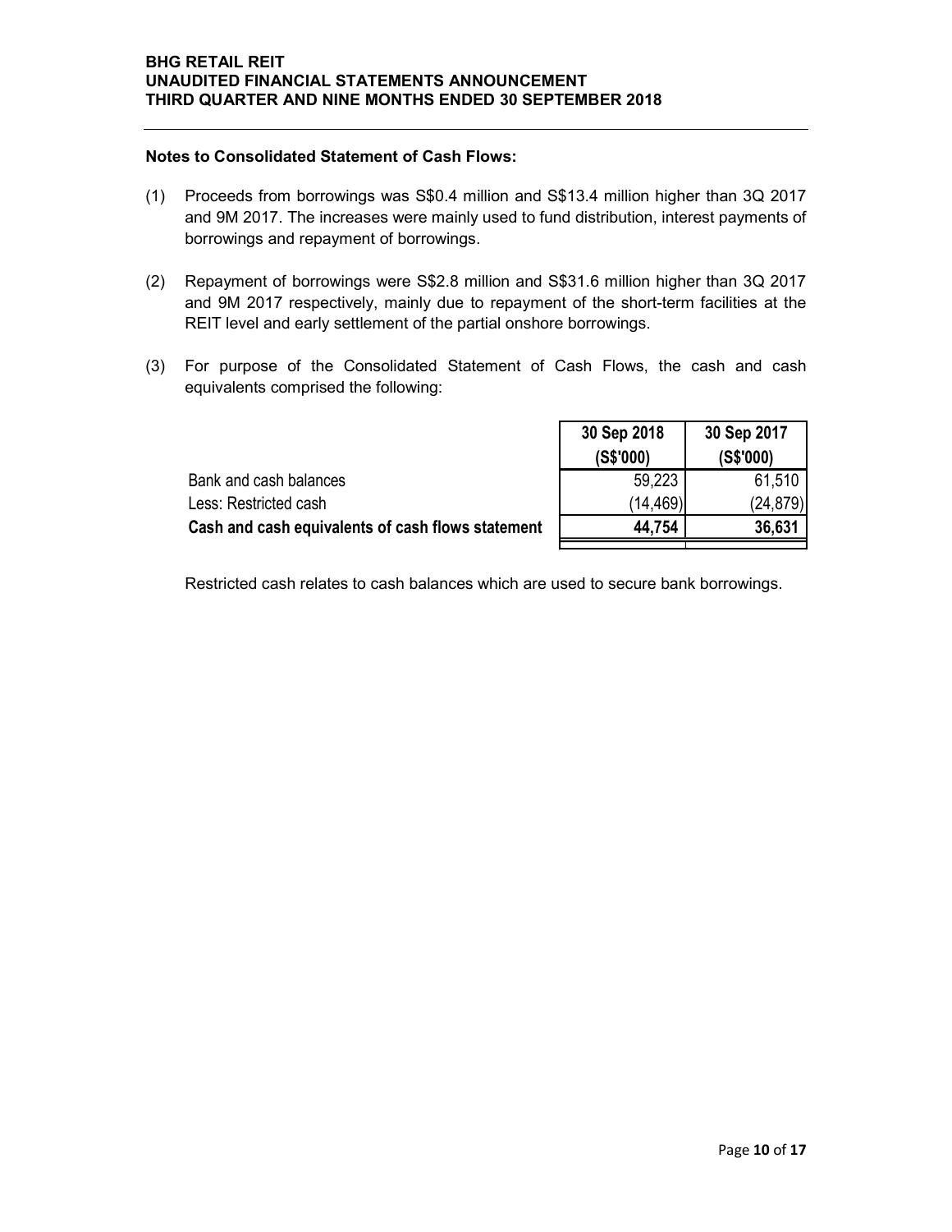**Notes to Consolidated Statement of Cash Flows:**

(1) Proceeds from borrowings was S$0.4 million and S$13.4 million higher than 3Q 2017 and 9M 2017. The increases were mainly used to fund distribution, interest payments of borrowings and repayment of borrowings.

(2) Repayment of borrowings were S$2.8 million and S$31.6 million higher than 3Q 2017 and 9M 2017 respectively, mainly due to repayment of the short-term facilities at the REIT level and early settlement of the partial onshore borrowings.

(3) For purpose of the Consolidated Statement of Cash Flows, the cash and cash equivalents comprised the following:

| | 30 Sep 2018 (S$'000) | 30 Sep 2017 (S$'000) |
|---|---|---|
| Bank and cash balances | 59,223 | 61,510 |
| Less: Restricted cash | (14,469) | (24,879) |
| **Cash and cash equivalents of cash flows statement** | **44,754** | **36,631** |

Restricted cash relates to cash balances which are used to secure bank borrowings.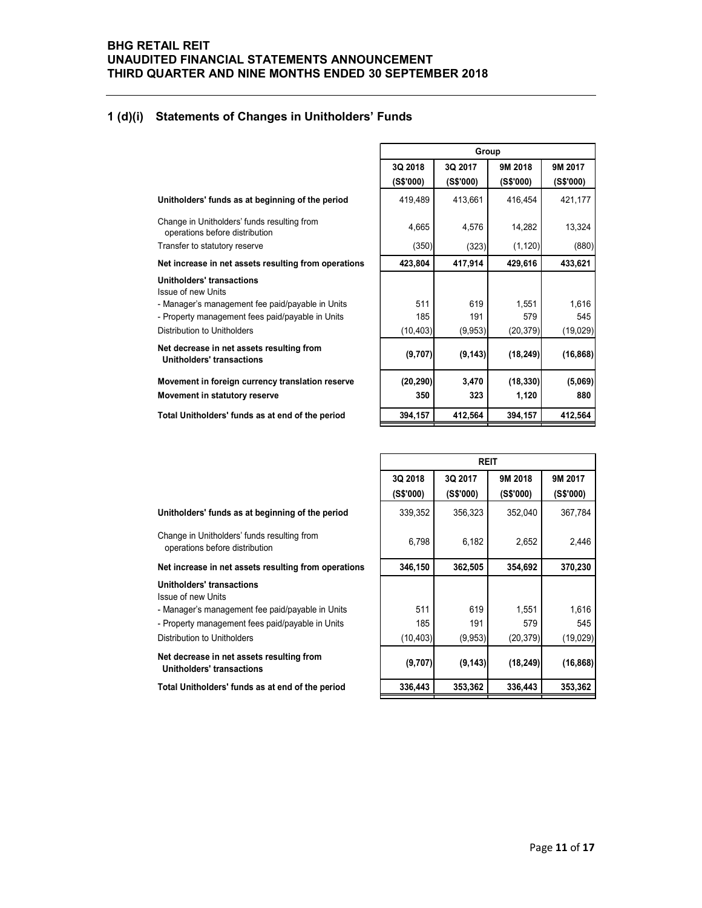## 1 (d)(i) Statements of Changes in Unitholders' Funds

| | Group | | | |
|---|---|---|---|---|
| | 3Q 2018 (S$'000) | 3Q 2017 (S$'000) | 9M 2018 (S$'000) | 9M 2017 (S$'000) |
| **Unitholders' funds as at beginning of the period** | 419,489 | 413,661 | 416,454 | 421,177 |
| Change in Unitholders' funds resulting from operations before distribution | 4,665 | 4,576 | 14,282 | 13,324 |
| Transfer to statutory reserve | (350) | (323) | (1,120) | (880) |
| **Net increase in net assets resulting from operations** | **423,804** | **417,914** | **429,616** | **433,621** |
| **Unitholders' transactions** | | | | |
| Issue of new Units | | | | |
| - Manager's management fee paid/payable in Units | 511 | 619 | 1,551 | 1,616 |
| - Property management fees paid/payable in Units | 185 | 191 | 579 | 545 |
| Distribution to Unitholders | (10,403) | (9,953) | (20,379) | (19,029) |
| **Net decrease in net assets resulting from Unitholders' transactions** | **(9,707)** | **(9,143)** | **(18,249)** | **(16,868)** |
| **Movement in foreign currency translation reserve** | **(20,290)** | **3,470** | **(18,330)** | **(5,069)** |
| **Movement in statutory reserve** | **350** | **323** | **1,120** | **880** |
| **Total Unitholders' funds as at end of the period** | **394,157** | **412,564** | **394,157** | **412,564** |

| | REIT | | | |
|---|---|---|---|---|
| | 3Q 2018 (S$'000) | 3Q 2017 (S$'000) | 9M 2018 (S$'000) | 9M 2017 (S$'000) |
| **Unitholders' funds as at beginning of the period** | 339,352 | 356,323 | 352,040 | 367,784 |
| Change in Unitholders' funds resulting from operations before distribution | 6,798 | 6,182 | 2,652 | 2,446 |
| **Net increase in net assets resulting from operations** | **346,150** | **362,505** | **354,692** | **370,230** |
| **Unitholders' transactions** | | | | |
| Issue of new Units | | | | |
| - Manager's management fee paid/payable in Units | 511 | 619 | 1,551 | 1,616 |
| - Property management fees paid/payable in Units | 185 | 191 | 579 | 545 |
| Distribution to Unitholders | (10,403) | (9,953) | (20,379) | (19,029) |
| **Net decrease in net assets resulting from Unitholders' transactions** | **(9,707)** | **(9,143)** | **(18,249)** | **(16,868)** |
| **Total Unitholders' funds as at end of the period** | **336,443** | **353,362** | **336,443** | **353,362** |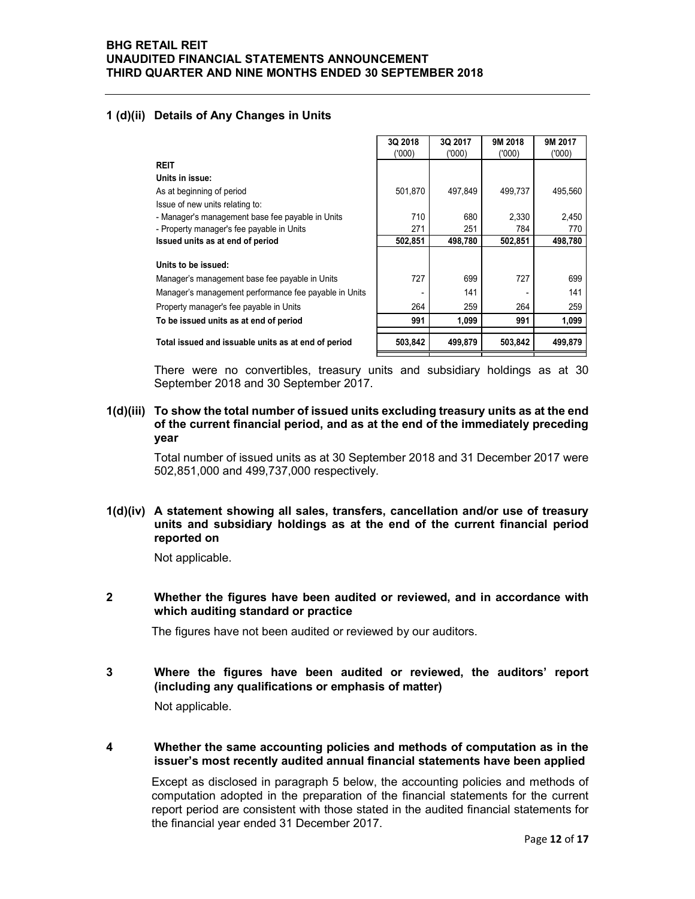## 1 (d)(ii) Details of Any Changes in Units

| | 3Q 2018 ('000) | 3Q 2017 ('000) | 9M 2018 ('000) | 9M 2017 ('000) |
|---|---|---|---|---|
| **REIT** | | | | |
| **Units in issue:** | | | | |
| As at beginning of period | 501,870 | 497,849 | 499,737 | 495,560 |
| Issue of new units relating to: | | | | |
| - Manager's management base fee payable in Units | 710 | 680 | 2,330 | 2,450 |
| - Property manager's fee payable in Units | 271 | 251 | 784 | 770 |
| **Issued units as at end of period** | **502,851** | **498,780** | **502,851** | **498,780** |
| **Units to be issued:** | | | | |
| Manager's management base fee payable in Units | 727 | 699 | 727 | 699 |
| Manager's management performance fee payable in Units | - | 141 | - | 141 |
| Property manager's fee payable in Units | 264 | 259 | 264 | 259 |
| **To be issued units as at end of period** | **991** | **1,099** | **991** | **1,099** |
| **Total issued and issuable units as at end of period** | **503,842** | **499,879** | **503,842** | **499,879** |

There were no convertibles, treasury units and subsidiary holdings as at 30 September 2018 and 30 September 2017.

## 1(d)(iii) To show the total number of issued units excluding treasury units as at the end of the current financial period, and as at the end of the immediately preceding year

Total number of issued units as at 30 September 2018 and 31 December 2017 were 502,851,000 and 499,737,000 respectively.

## 1(d)(iv) A statement showing all sales, transfers, cancellation and/or use of treasury units and subsidiary holdings as at the end of the current financial period reported on

Not applicable.

## 2 Whether the figures have been audited or reviewed, and in accordance with which auditing standard or practice

The figures have not been audited or reviewed by our auditors.

## 3 Where the figures have been audited or reviewed, the auditors' report (including any qualifications or emphasis of matter)

Not applicable.

## 4 Whether the same accounting policies and methods of computation as in the issuer's most recently audited annual financial statements have been applied

Except as disclosed in paragraph 5 below, the accounting policies and methods of computation adopted in the preparation of the financial statements for the current report period are consistent with those stated in the audited financial statements for the financial year ended 31 December 2017.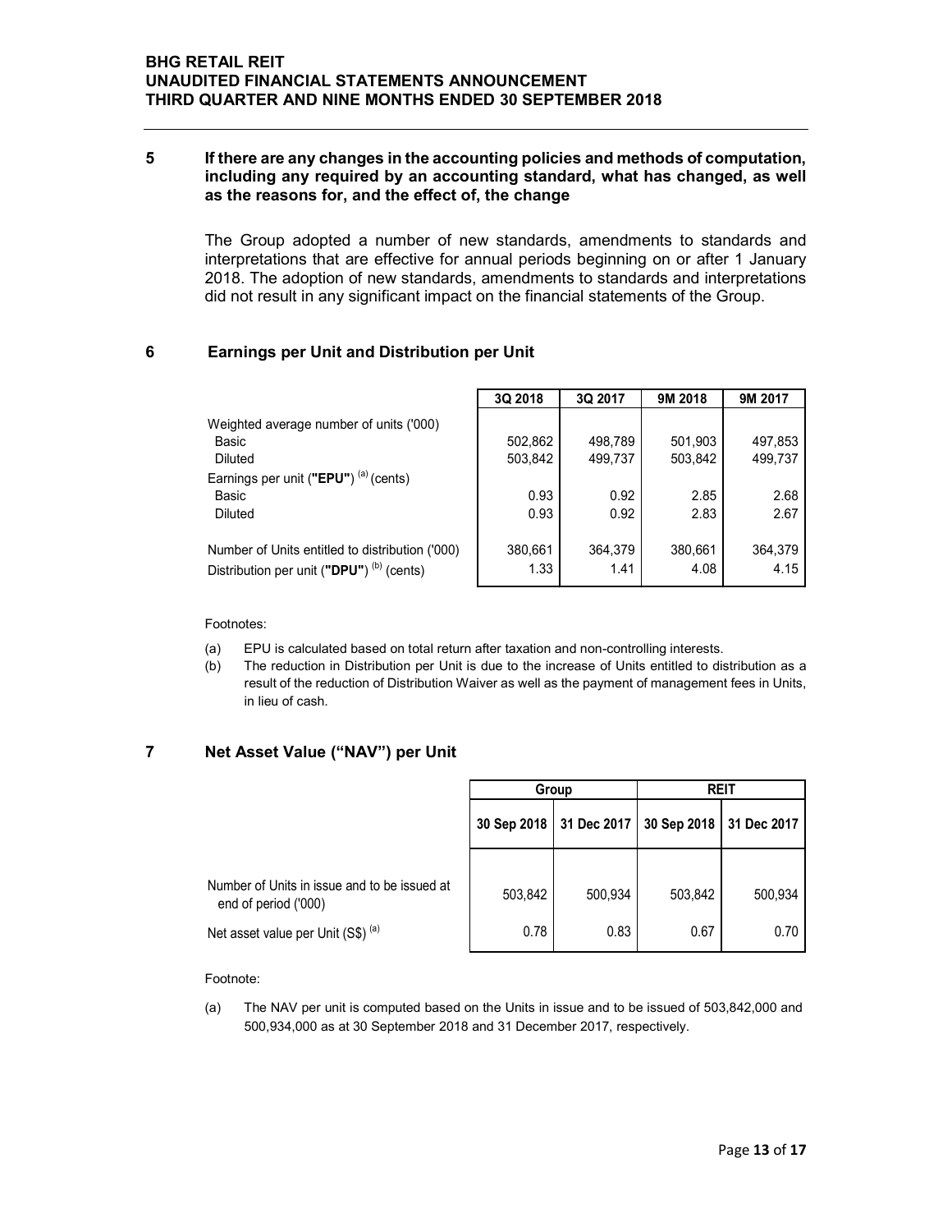## 5 If there are any changes in the accounting policies and methods of computation, including any required by an accounting standard, what has changed, as well as the reasons for, and the effect of, the change

The Group adopted a number of new standards, amendments to standards and interpretations that are effective for annual periods beginning on or after 1 January 2018. The adoption of new standards, amendments to standards and interpretations did not result in any significant impact on the financial statements of the Group.

## 6 Earnings per Unit and Distribution per Unit

| | 3Q 2018 | 3Q 2017 | 9M 2018 | 9M 2017 |
|---|---|---|---|---|
| Weighted average number of units ('000) | | | | |
| Basic | 502,862 | 498,789 | 501,903 | 497,853 |
| Diluted | 503,842 | 499,737 | 503,842 | 499,737 |
| Earnings per unit (**"EPU"**) [(a)] (cents) | | | | |
| Basic | 0.93 | 0.92 | 2.85 | 2.68 |
| Diluted | 0.93 | 0.92 | 2.83 | 2.67 |
| Number of Units entitled to distribution ('000) | 380,661 | 364,379 | 380,661 | 364,379 |
| Distribution per unit (**"DPU"**) [(b)] (cents) | 1.33 | 1.41 | 4.08 | 4.15 |

Footnotes:

(a) EPU is calculated based on total return after taxation and non-controlling interests.

(b) The reduction in Distribution per Unit is due to the increase of Units entitled to distribution as a result of the reduction of Distribution Waiver as well as the payment of management fees in Units, in lieu of cash.

## 7 Net Asset Value ("NAV") per Unit

| | Group | | REIT | |
|---|---|---|---|---|
| | 30 Sep 2018 | 31 Dec 2017 | 30 Sep 2018 | 31 Dec 2017 |
| Number of Units in issue and to be issued at end of period ('000) | 503,842 | 500,934 | 503,842 | 500,934 |
| Net asset value per Unit (S$) [(a)] | 0.78 | 0.83 | 0.67 | 0.70 |

Footnote:

(a) The NAV per unit is computed based on the Units in issue and to be issued of 503,842,000 and 500,934,000 as at 30 September 2018 and 31 December 2017, respectively.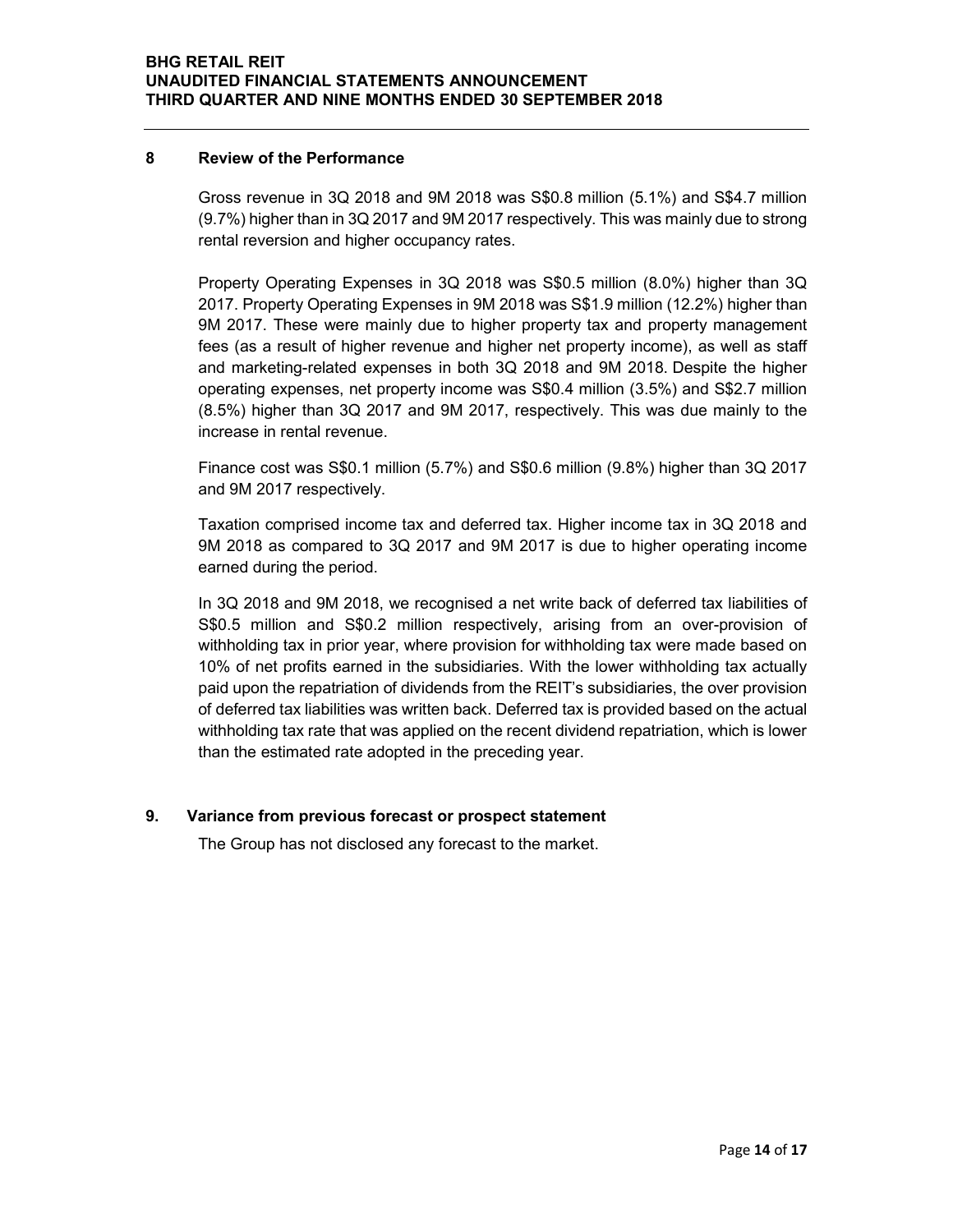## 8 Review of the Performance

Gross revenue in 3Q 2018 and 9M 2018 was S$0.8 million (5.1%) and S$4.7 million (9.7%) higher than in 3Q 2017 and 9M 2017 respectively. This was mainly due to strong rental reversion and higher occupancy rates.

Property Operating Expenses in 3Q 2018 was S$0.5 million (8.0%) higher than 3Q 2017. Property Operating Expenses in 9M 2018 was S$1.9 million (12.2%) higher than 9M 2017. These were mainly due to higher property tax and property management fees (as a result of higher revenue and higher net property income), as well as staff and marketing-related expenses in both 3Q 2018 and 9M 2018. Despite the higher operating expenses, net property income was S$0.4 million (3.5%) and S$2.7 million (8.5%) higher than 3Q 2017 and 9M 2017, respectively. This was due mainly to the increase in rental revenue.

Finance cost was S$0.1 million (5.7%) and S$0.6 million (9.8%) higher than 3Q 2017 and 9M 2017 respectively.

Taxation comprised income tax and deferred tax. Higher income tax in 3Q 2018 and 9M 2018 as compared to 3Q 2017 and 9M 2017 is due to higher operating income earned during the period.

In 3Q 2018 and 9M 2018, we recognised a net write back of deferred tax liabilities of S$0.5 million and S$0.2 million respectively, arising from an over-provision of withholding tax in prior year, where provision for withholding tax were made based on 10% of net profits earned in the subsidiaries. With the lower withholding tax actually paid upon the repatriation of dividends from the REIT's subsidiaries, the over provision of deferred tax liabilities was written back. Deferred tax is provided based on the actual withholding tax rate that was applied on the recent dividend repatriation, which is lower than the estimated rate adopted in the preceding year.

## 9. Variance from previous forecast or prospect statement

The Group has not disclosed any forecast to the market.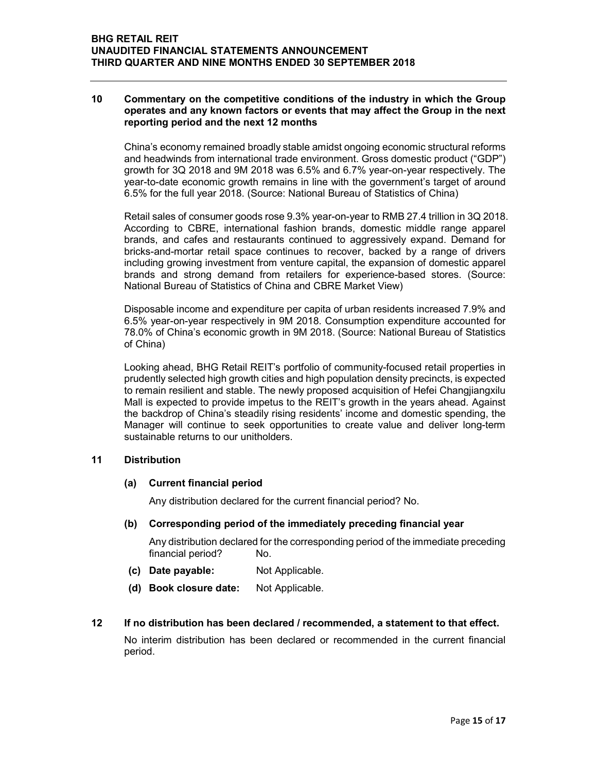## 10 Commentary on the competitive conditions of the industry in which the Group operates and any known factors or events that may affect the Group in the next reporting period and the next 12 months

China's economy remained broadly stable amidst ongoing economic structural reforms and headwinds from international trade environment. Gross domestic product ("GDP") growth for 3Q 2018 and 9M 2018 was 6.5% and 6.7% year-on-year respectively. The year-to-date economic growth remains in line with the government's target of around 6.5% for the full year 2018. (Source: National Bureau of Statistics of China)

Retail sales of consumer goods rose 9.3% year-on-year to RMB 27.4 trillion in 3Q 2018. According to CBRE, international fashion brands, domestic middle range apparel brands, and cafes and restaurants continued to aggressively expand. Demand for bricks-and-mortar retail space continues to recover, backed by a range of drivers including growing investment from venture capital, the expansion of domestic apparel brands and strong demand from retailers for experience-based stores. (Source: National Bureau of Statistics of China and CBRE Market View)

Disposable income and expenditure per capita of urban residents increased 7.9% and 6.5% year-on-year respectively in 9M 2018. Consumption expenditure accounted for 78.0% of China's economic growth in 9M 2018. (Source: National Bureau of Statistics of China)

Looking ahead, BHG Retail REIT's portfolio of community-focused retail properties in prudently selected high growth cities and high population density precincts, is expected to remain resilient and stable. The newly proposed acquisition of Hefei Changjiangxilu Mall is expected to provide impetus to the REIT's growth in the years ahead. Against the backdrop of China's steadily rising residents' income and domestic spending, the Manager will continue to seek opportunities to create value and deliver long-term sustainable returns to our unitholders.

## 11 Distribution

### (a) Current financial period

Any distribution declared for the current financial period? No.

### (b) Corresponding period of the immediately preceding financial year

Any distribution declared for the corresponding period of the immediate preceding financial period? No.

**(c) Date payable:** Not Applicable.

**(d) Book closure date:** Not Applicable.

## 12 If no distribution has been declared / recommended, a statement to that effect.

No interim distribution has been declared or recommended in the current financial period.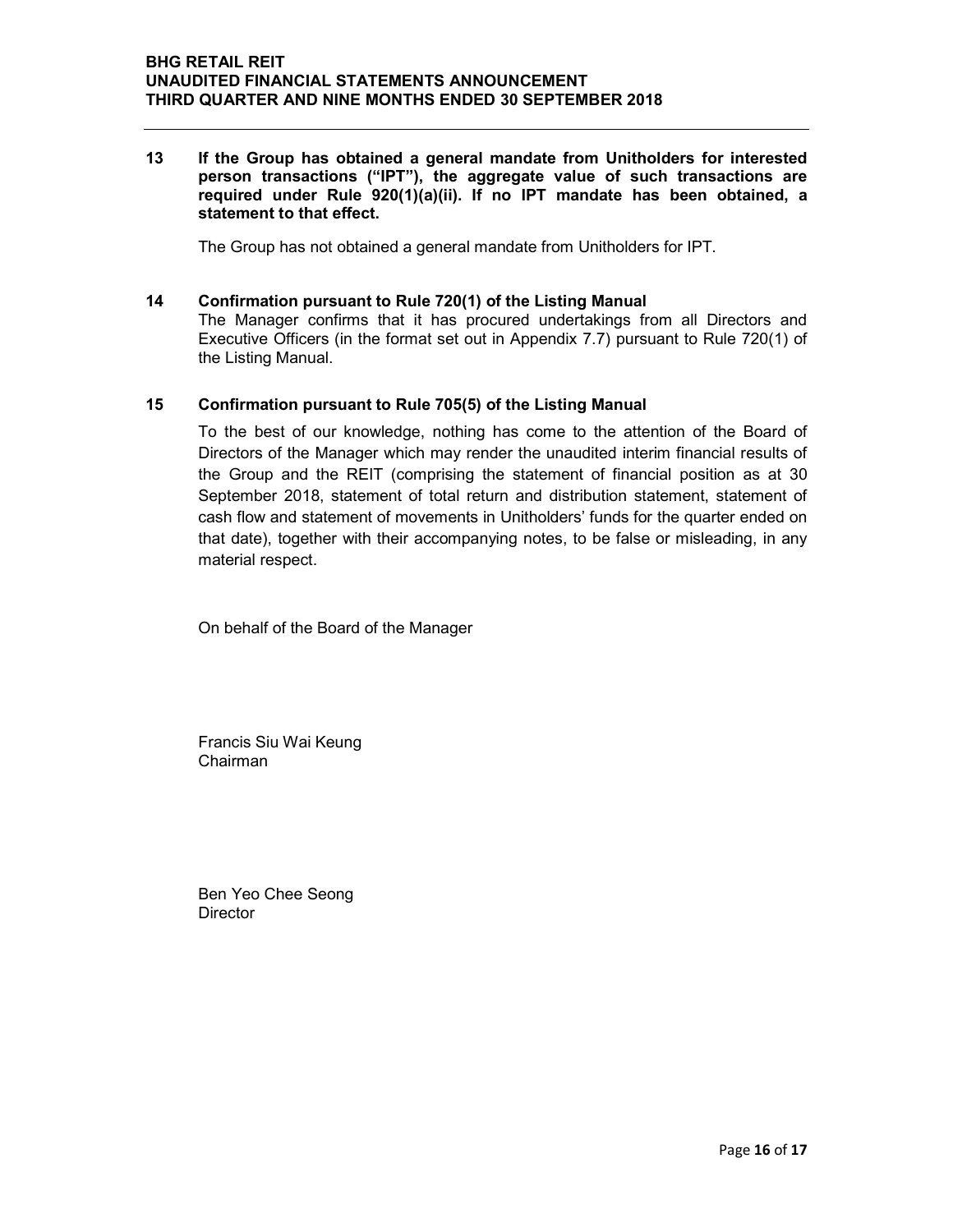## 13 If the Group has obtained a general mandate from Unitholders for interested person transactions ("IPT"), the aggregate value of such transactions are required under Rule 920(1)(a)(ii). If no IPT mandate has been obtained, a statement to that effect.

The Group has not obtained a general mandate from Unitholders for IPT.

## 14 Confirmation pursuant to Rule 720(1) of the Listing Manual

The Manager confirms that it has procured undertakings from all Directors and Executive Officers (in the format set out in Appendix 7.7) pursuant to Rule 720(1) of the Listing Manual.

## 15 Confirmation pursuant to Rule 705(5) of the Listing Manual

To the best of our knowledge, nothing has come to the attention of the Board of Directors of the Manager which may render the unaudited interim financial results of the Group and the REIT (comprising the statement of financial position as at 30 September 2018, statement of total return and distribution statement, statement of cash flow and statement of movements in Unitholders' funds for the quarter ended on that date), together with their accompanying notes, to be false or misleading, in any material respect.

On behalf of the Board of the Manager

Francis Siu Wai Keung
Chairman

Ben Yeo Chee Seong
Director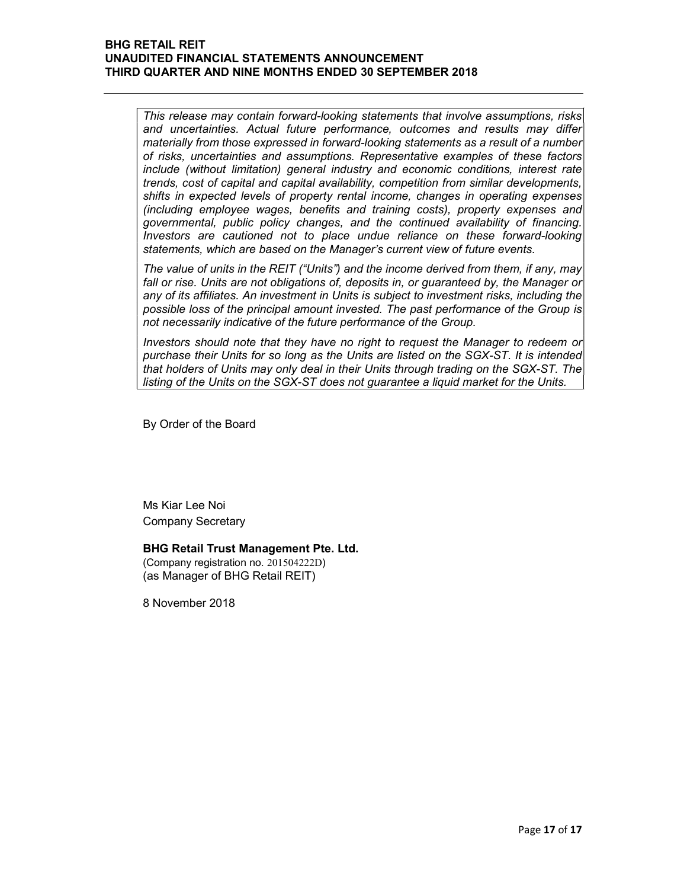*This release may contain forward-looking statements that involve assumptions, risks and uncertainties. Actual future performance, outcomes and results may differ materially from those expressed in forward-looking statements as a result of a number of risks, uncertainties and assumptions. Representative examples of these factors include (without limitation) general industry and economic conditions, interest rate trends, cost of capital and capital availability, competition from similar developments, shifts in expected levels of property rental income, changes in operating expenses (including employee wages, benefits and training costs), property expenses and governmental, public policy changes, and the continued availability of financing. Investors are cautioned not to place undue reliance on these forward-looking statements, which are based on the Manager's current view of future events.*

*The value of units in the REIT ("Units") and the income derived from them, if any, may fall or rise. Units are not obligations of, deposits in, or guaranteed by, the Manager or any of its affiliates. An investment in Units is subject to investment risks, including the possible loss of the principal amount invested. The past performance of the Group is not necessarily indicative of the future performance of the Group.*

*Investors should note that they have no right to request the Manager to redeem or purchase their Units for so long as the Units are listed on the SGX-ST. It is intended that holders of Units may only deal in their Units through trading on the SGX-ST. The listing of the Units on the SGX-ST does not guarantee a liquid market for the Units.*

By Order of the Board

Ms Kiar Lee Noi
Company Secretary

**BHG Retail Trust Management Pte. Ltd.**
(Company registration no. 201504222D)
(as Manager of BHG Retail REIT)

8 November 2018